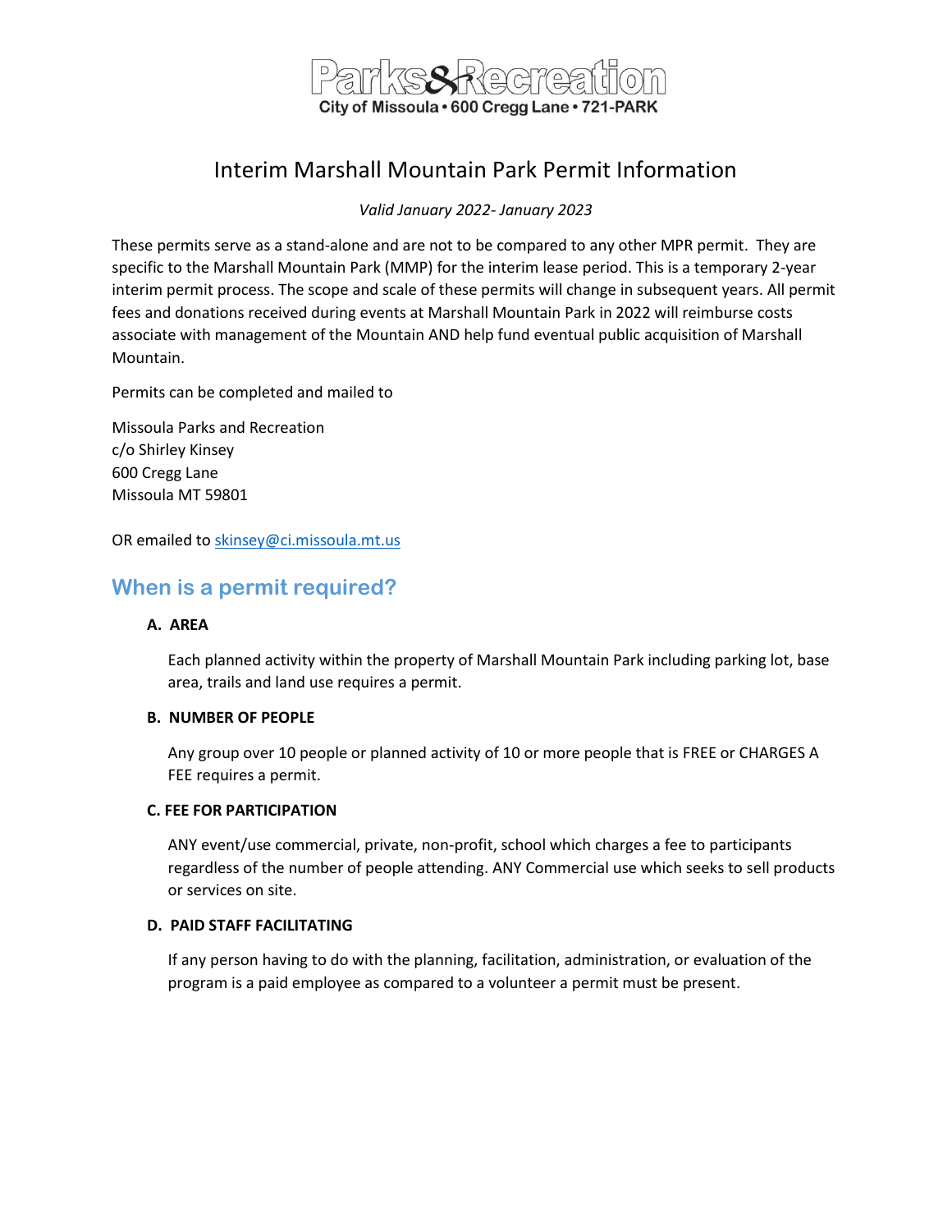Parks&Recreation

City of Missoula • 600 Cregg Lane • 721-PARK

# Interim Marshall Mountain Park Permit Information

*Valid January 2022- January 2023*

These permits serve as a stand-alone and are not to be compared to any other MPR permit. They are specific to the Marshall Mountain Park (MMP) for the interim lease period. This is a temporary 2-year interim permit process. The scope and scale of these permits will change in subsequent years. All permit fees and donations received during events at Marshall Mountain Park in 2022 will reimburse costs associate with management of the Mountain AND help fund eventual public acquisition of Marshall Mountain.

Permits can be completed and mailed to

Missoula Parks and Recreation
c/o Shirley Kinsey
600 Cregg Lane
Missoula MT 59801

OR emailed to [skinsey@ci.missoula.mt.us](mailto:skinsey@ci.missoula.mt.us)

## When is a permit required?

**A. AREA**

Each planned activity within the property of Marshall Mountain Park including parking lot, base area, trails and land use requires a permit.

**B. NUMBER OF PEOPLE**

Any group over 10 people or planned activity of 10 or more people that is FREE or CHARGES A FEE requires a permit.

**C. FEE FOR PARTICIPATION**

ANY event/use commercial, private, non-profit, school which charges a fee to participants regardless of the number of people attending. ANY Commercial use which seeks to sell products or services on site.

**D. PAID STAFF FACILITATING**

If any person having to do with the planning, facilitation, administration, or evaluation of the program is a paid employee as compared to a volunteer a permit must be present.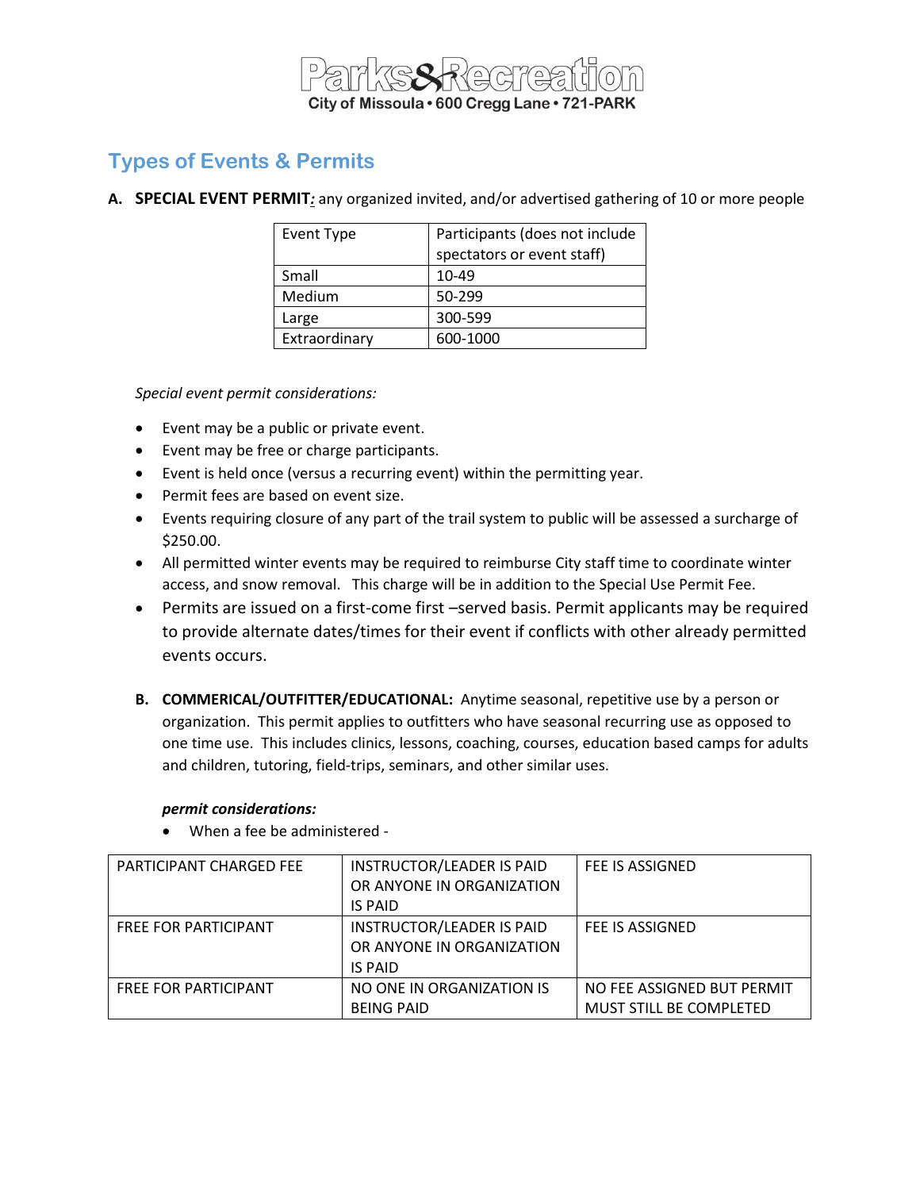# Types of Events & Permits

**A. SPECIAL EVENT PERMIT*:*** any organized invited, and/or advertised gathering of 10 or more people

| Event Type | Participants (does not include spectators or event staff) |
|---|---|
| Small | 10-49 |
| Medium | 50-299 |
| Large | 300-599 |
| Extraordinary | 600-1000 |

*Special event permit considerations:*

- Event may be a public or private event.
- Event may be free or charge participants.
- Event is held once (versus a recurring event) within the permitting year.
- Permit fees are based on event size.
- Events requiring closure of any part of the trail system to public will be assessed a surcharge of $250.00.
- All permitted winter events may be required to reimburse City staff time to coordinate winter access, and snow removal. This charge will be in addition to the Special Use Permit Fee.
- Permits are issued on a first-come first –served basis. Permit applicants may be required to provide alternate dates/times for their event if conflicts with other already permitted events occurs.

**B. COMMERICAL/OUTFITTER/EDUCATIONAL:** Anytime seasonal, repetitive use by a person or organization. This permit applies to outfitters who have seasonal recurring use as opposed to one time use. This includes clinics, lessons, coaching, courses, education based camps for adults and children, tutoring, field-trips, seminars, and other similar uses.

***permit considerations:***

- When a fee be administered -

| | | |
|---|---|---|
| PARTICIPANT CHARGED FEE | INSTRUCTOR/LEADER IS PAID OR ANYONE IN ORGANIZATION IS PAID | FEE IS ASSIGNED |
| FREE FOR PARTICIPANT | INSTRUCTOR/LEADER IS PAID OR ANYONE IN ORGANIZATION IS PAID | FEE IS ASSIGNED |
| FREE FOR PARTICIPANT | NO ONE IN ORGANIZATION IS BEING PAID | NO FEE ASSIGNED BUT PERMIT MUST STILL BE COMPLETED |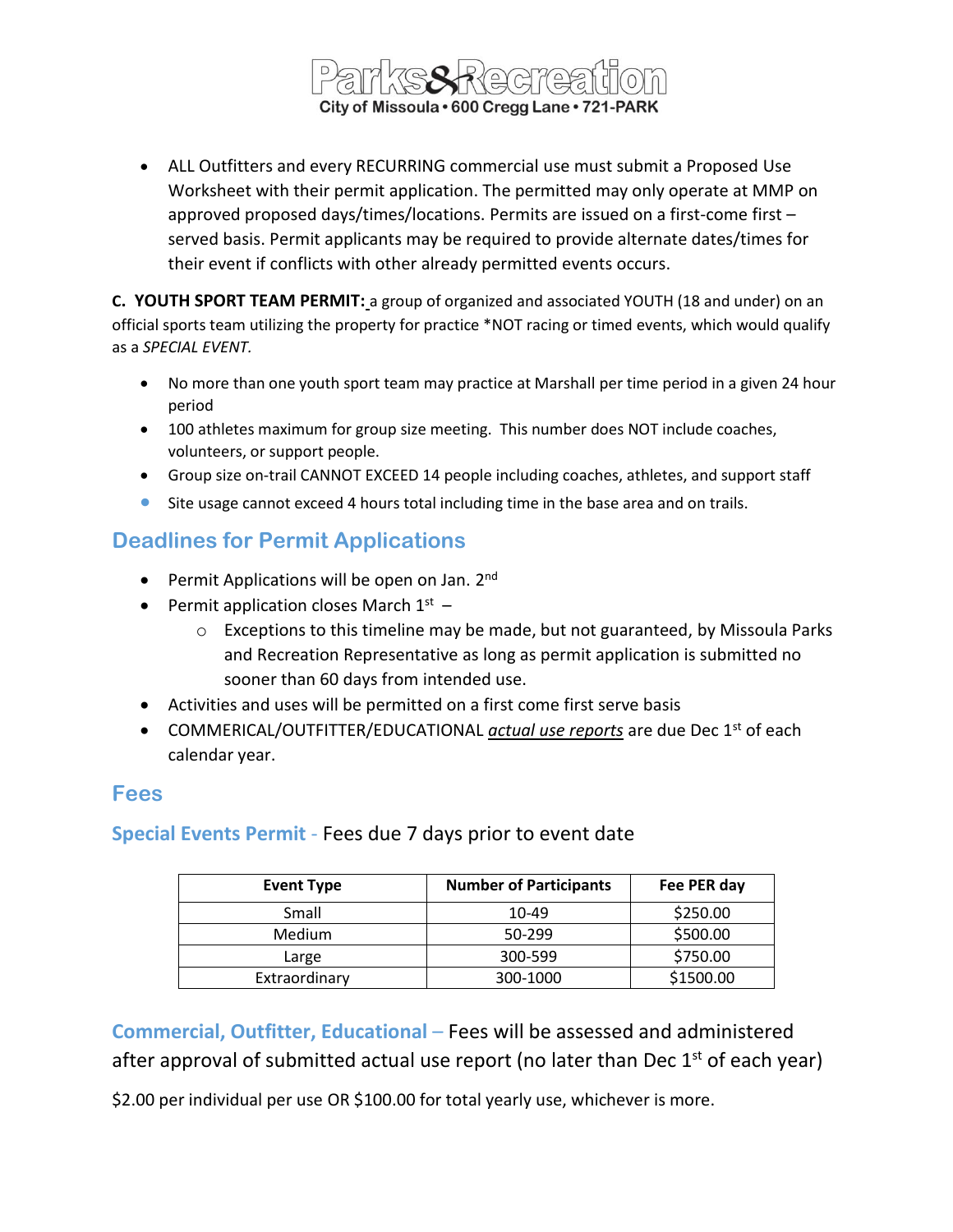- ALL Outfitters and every RECURRING commercial use must submit a Proposed Use Worksheet with their permit application. The permitted may only operate at MMP on approved proposed days/times/locations. Permits are issued on a first-come first – served basis. Permit applicants may be required to provide alternate dates/times for their event if conflicts with other already permitted events occurs.

**C. YOUTH SPORT TEAM PERMIT:** a group of organized and associated YOUTH (18 and under) on an official sports team utilizing the property for practice *NOT racing or timed events, which would qualify as a *SPECIAL EVENT.*

- No more than one youth sport team may practice at Marshall per time period in a given 24 hour period
- 100 athletes maximum for group size meeting. This number does NOT include coaches, volunteers, or support people.
- Group size on-trail CANNOT EXCEED 14 people including coaches, athletes, and support staff
- Site usage cannot exceed 4 hours total including time in the base area and on trails.

## Deadlines for Permit Applications

- Permit Applications will be open on Jan. 2nd
- Permit application closes March 1st –
  - Exceptions to this timeline may be made, but not guaranteed, by Missoula Parks and Recreation Representative as long as permit application is submitted no sooner than 60 days from intended use.
- Activities and uses will be permitted on a first come first serve basis
- COMMERICAL/OUTFITTER/EDUCATIONAL ***actual use reports*** are due Dec 1st of each calendar year.

## Fees

### Special Events Permit - Fees due 7 days prior to event date

| Event Type | Number of Participants | Fee PER day |
|---|---|---|
| Small | 10-49 | $250.00 |
| Medium | 50-299 | $500.00 |
| Large | 300-599 | $750.00 |
| Extraordinary | 300-1000 | $1500.00 |

### Commercial, Outfitter, Educational – Fees will be assessed and administered after approval of submitted actual use report (no later than Dec 1st of each year)

$2.00 per individual per use OR $100.00 for total yearly use, whichever is more.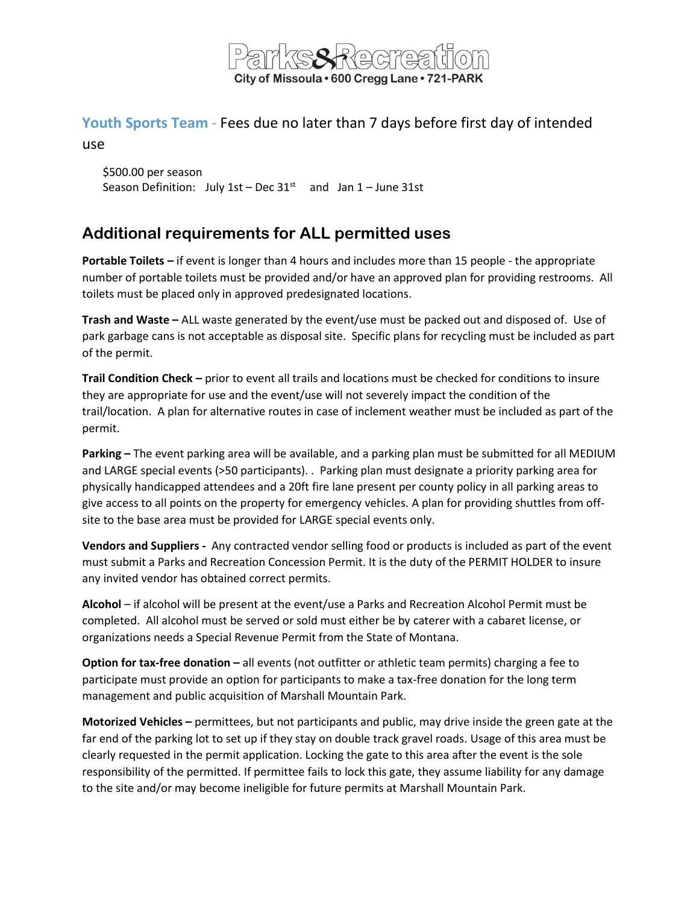Parks&Recreation
City of Missoula • 600 Cregg Lane • 721-PARK

**Youth Sports Team** - Fees due no later than 7 days before first day of intended use

$500.00 per season
Season Definition: July 1st – Dec 31st and Jan 1 – June 31st

## Additional requirements for ALL permitted uses

**Portable Toilets –** if event is longer than 4 hours and includes more than 15 people - the appropriate number of portable toilets must be provided and/or have an approved plan for providing restrooms. All toilets must be placed only in approved predesignated locations.

**Trash and Waste –** ALL waste generated by the event/use must be packed out and disposed of. Use of park garbage cans is not acceptable as disposal site. Specific plans for recycling must be included as part of the permit.

**Trail Condition Check –** prior to event all trails and locations must be checked for conditions to insure they are appropriate for use and the event/use will not severely impact the condition of the trail/location. A plan for alternative routes in case of inclement weather must be included as part of the permit.

**Parking –** The event parking area will be available, and a parking plan must be submitted for all MEDIUM and LARGE special events (>50 participants). . Parking plan must designate a priority parking area for physically handicapped attendees and a 20ft fire lane present per county policy in all parking areas to give access to all points on the property for emergency vehicles. A plan for providing shuttles from off-site to the base area must be provided for LARGE special events only.

**Vendors and Suppliers -** Any contracted vendor selling food or products is included as part of the event must submit a Parks and Recreation Concession Permit. It is the duty of the PERMIT HOLDER to insure any invited vendor has obtained correct permits.

**Alcohol** – if alcohol will be present at the event/use a Parks and Recreation Alcohol Permit must be completed. All alcohol must be served or sold must either be by caterer with a cabaret license, or organizations needs a Special Revenue Permit from the State of Montana.

**Option for tax-free donation –** all events (not outfitter or athletic team permits) charging a fee to participate must provide an option for participants to make a tax-free donation for the long term management and public acquisition of Marshall Mountain Park.

**Motorized Vehicles –** permittees, but not participants and public, may drive inside the green gate at the far end of the parking lot to set up if they stay on double track gravel roads. Usage of this area must be clearly requested in the permit application. Locking the gate to this area after the event is the sole responsibility of the permitted. If permittee fails to lock this gate, they assume liability for any damage to the site and/or may become ineligible for future permits at Marshall Mountain Park.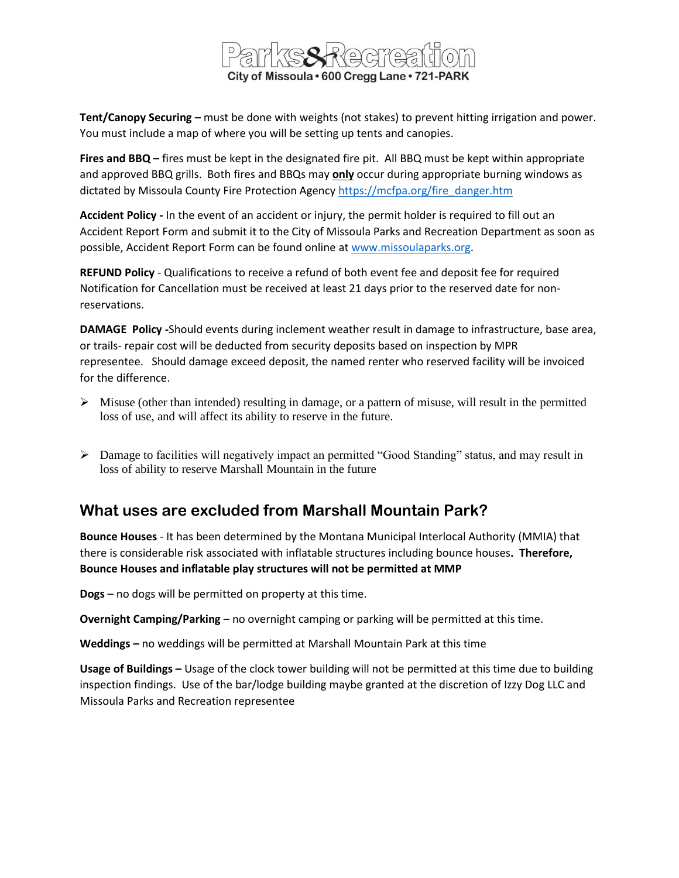**Tent/Canopy Securing –** must be done with weights (not stakes) to prevent hitting irrigation and power. You must include a map of where you will be setting up tents and canopies.

**Fires and BBQ –** fires must be kept in the designated fire pit. All BBQ must be kept within appropriate and approved BBQ grills. Both fires and BBQs may **only** occur during appropriate burning windows as dictated by Missoula County Fire Protection Agency https://mcfpa.org/fire_danger.htm

**Accident Policy -** In the event of an accident or injury, the permit holder is required to fill out an Accident Report Form and submit it to the City of Missoula Parks and Recreation Department as soon as possible, Accident Report Form can be found online at www.missoulaparks.org.

**REFUND Policy** - Qualifications to receive a refund of both event fee and deposit fee for required Notification for Cancellation must be received at least 21 days prior to the reserved date for non-reservations.

**DAMAGE Policy -**Should events during inclement weather result in damage to infrastructure, base area, or trails- repair cost will be deducted from security deposits based on inspection by MPR representee. Should damage exceed deposit, the named renter who reserved facility will be invoiced for the difference.

- Misuse (other than intended) resulting in damage, or a pattern of misuse, will result in the permitted loss of use, and will affect its ability to reserve in the future.
- Damage to facilities will negatively impact an permitted "Good Standing" status, and may result in loss of ability to reserve Marshall Mountain in the future

## What uses are excluded from Marshall Mountain Park?

**Bounce Houses** - It has been determined by the Montana Municipal Interlocal Authority (MMIA) that there is considerable risk associated with inflatable structures including bounce houses**. Therefore, Bounce Houses and inflatable play structures will not be permitted at MMP**

**Dogs** – no dogs will be permitted on property at this time.

**Overnight Camping/Parking** – no overnight camping or parking will be permitted at this time.

**Weddings –** no weddings will be permitted at Marshall Mountain Park at this time

**Usage of Buildings –** Usage of the clock tower building will not be permitted at this time due to building inspection findings. Use of the bar/lodge building maybe granted at the discretion of Izzy Dog LLC and Missoula Parks and Recreation representee